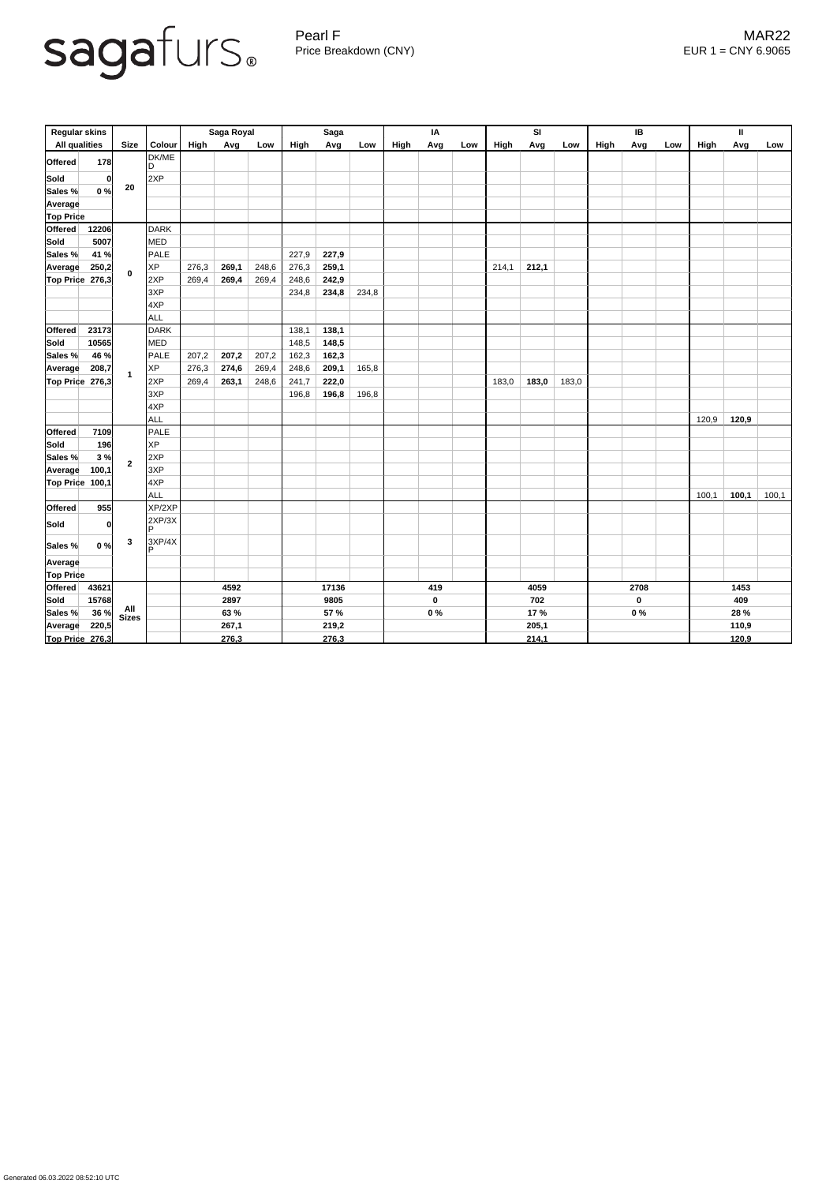sagafurs®

Pearl F
Price Breakdown (CNY)

MAR22
EUR 1 = CNY 6.9065

| Regular skins | | | | Saga Royal | | | Saga | | | IA | | | SI | | | IB | | | II | | |
|---|---|---|---|---|---|---|---|---|---|---|---|---|---|---|---|---|---|---|---|---|---|
| All qualities | | Size | Colour | High | Avg | Low | High | Avg | Low | High | Avg | Low | High | Avg | Low | High | Avg | Low | High | Avg | Low |
| Offered | 178 | 20 | DK/MED | | | | | | | | | | | | | | | | | | |
| Sold | 0 | | 2XP | | | | | | | | | | | | | | | | | | |
| Sales % | 0 % | | | | | | | | | | | | | | | | | | | | |
| Average | | | | | | | | | | | | | | | | | | | | | |
| Top Price | | | | | | | | | | | | | | | | | | | | | |
| Offered | 12206 | 0 | DARK | | | | | | | | | | | | | | | | | | |
| Sold | 5007 | | MED | | | | | | | | | | | | | | | | | | |
| Sales % | 41 % | | PALE | | | | 227,9 | **227,9** | | | | | | | | | | | | | |
| Average | 250,2 | | XP | 276,3 | **269,1** | 248,6 | 276,3 | **259,1** | | | | | 214,1 | **212,1** | | | | | | | |
| Top Price | 276,3 | | 2XP | 269,4 | **269,4** | 269,4 | 248,6 | **242,9** | | | | | | | | | | | | | |
| | | | 3XP | | | | 234,8 | **234,8** | 234,8 | | | | | | | | | | | | |
| | | | 4XP | | | | | | | | | | | | | | | | | | |
| | | | ALL | | | | | | | | | | | | | | | | | | |
| Offered | 23173 | 1 | DARK | | | | 138,1 | **138,1** | | | | | | | | | | | | | |
| Sold | 10565 | | MED | | | | 148,5 | **148,5** | | | | | | | | | | | | | |
| Sales % | 46 % | | PALE | 207,2 | **207,2** | 207,2 | 162,3 | **162,3** | | | | | | | | | | | | | |
| Average | 208,7 | | XP | 276,3 | **274,6** | 269,4 | 248,6 | **209,1** | 165,8 | | | | | | | | | | | | |
| Top Price | 276,3 | | 2XP | 269,4 | **263,1** | 248,6 | 241,7 | **222,0** | | | | | 183,0 | **183,0** | 183,0 | | | | | | |
| | | | 3XP | | | | 196,8 | **196,8** | 196,8 | | | | | | | | | | | | |
| | | | 4XP | | | | | | | | | | | | | | | | | | |
| | | | ALL | | | | | | | | | | | | | | | | 120,9 | **120,9** | |
| Offered | 7109 | 2 | PALE | | | | | | | | | | | | | | | | | | |
| Sold | 196 | | XP | | | | | | | | | | | | | | | | | | |
| Sales % | 3 % | | 2XP | | | | | | | | | | | | | | | | | | |
| Average | 100,1 | | 3XP | | | | | | | | | | | | | | | | | | |
| Top Price | 100,1 | | 4XP | | | | | | | | | | | | | | | | | | |
| | | | ALL | | | | | | | | | | | | | | | | 100,1 | **100,1** | 100,1 |
| Offered | 955 | 3 | XP/2XP | | | | | | | | | | | | | | | | | | |
| Sold | 0 | | 2XP/3XP | | | | | | | | | | | | | | | | | | |
| Sales % | 0 % | | 3XP/4XP | | | | | | | | | | | | | | | | | | |
| Average | | | | | | | | | | | | | | | | | | | | | |
| Top Price | | | | | | | | | | | | | | | | | | | | | |
| Offered | 43621 | All Sizes | | | **4592** | | | **17136** | | | **419** | | | **4059** | | | **2708** | | | **1453** | |
| Sold | 15768 | | | | **2897** | | | **9805** | | | **0** | | | **702** | | | **0** | | | **409** | |
| Sales % | 36 % | | | | **63 %** | | | **57 %** | | | **0 %** | | | **17 %** | | | **0 %** | | | **28 %** | |
| Average | 220,5 | | | | **267,1** | | | **219,2** | | | | | | **205,1** | | | | | | **110,9** | |
| Top Price | 276,3 | | | | **276,3** | | | **276,3** | | | | | | **214,1** | | | | | | **120,9** | |

Generated 06.03.2022 08:52:10 UTC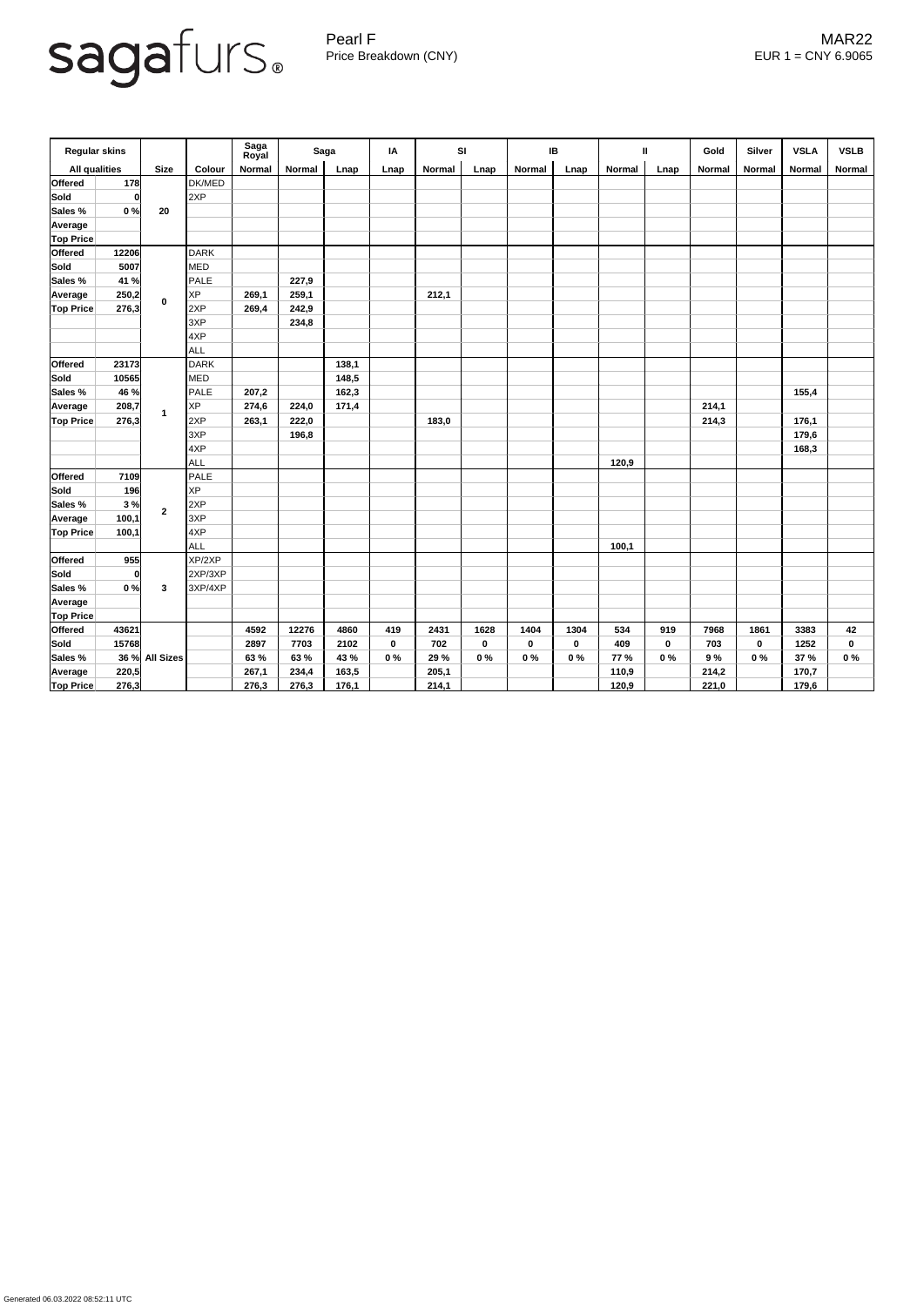sagafurs®

Pearl F
Price Breakdown (CNY)

MAR22
EUR 1 = CNY 6.9065

| Regular skins | | | | Saga Royal | Saga | | IA | SI | | IB | | II | | Gold | Silver | VSLA | VSLB |
|---|---|---|---|---|---|---|---|---|---|---|---|---|---|---|---|---|---|
| All qualities | | Size | Colour | Normal | Normal | Lnap | Lnap | Normal | Lnap | Normal | Lnap | Normal | Lnap | Normal | Normal | Normal | Normal |
| Offered | 178 | | DK/MED | | | | | | | | | | | | | | |
| Sold | 0 | | 2XP | | | | | | | | | | | | | | |
| Sales % | 0 % | 20 | | | | | | | | | | | | | | | |
| Average | | | | | | | | | | | | | | | | | |
| Top Price | | | | | | | | | | | | | | | | | |
| Offered | 12206 | | DARK | | | | | | | | | | | | | | |
| Sold | 5007 | | MED | | | | | | | | | | | | | | |
| Sales % | 41 % | | PALE | | 227,9 | | | | | | | | | | | | |
| Average | 250,2 | 0 | XP | 269,1 | 259,1 | | | 212,1 | | | | | | | | | |
| Top Price | 276,3 | | 2XP | 269,4 | 242,9 | | | | | | | | | | | | |
| | | | 3XP | | 234,8 | | | | | | | | | | | | |
| | | | 4XP | | | | | | | | | | | | | | |
| | | | ALL | | | | | | | | | | | | | | |
| Offered | 23173 | | DARK | | | 138,1 | | | | | | | | | | | |
| Sold | 10565 | | MED | | | 148,5 | | | | | | | | | | | |
| Sales % | 46 % | | PALE | 207,2 | | 162,3 | | | | | | | | | | 155,4 | |
| Average | 208,7 | 1 | XP | 274,6 | 224,0 | 171,4 | | | | | | | | 214,1 | | | |
| Top Price | 276,3 | | 2XP | 263,1 | 222,0 | | | 183,0 | | | | | | 214,3 | | 176,1 | |
| | | | 3XP | | 196,8 | | | | | | | | | | | 179,6 | |
| | | | 4XP | | | | | | | | | | | | | 168,3 | |
| | | | ALL | | | | | | | | | 120,9 | | | | | |
| Offered | 7109 | | PALE | | | | | | | | | | | | | | |
| Sold | 196 | | XP | | | | | | | | | | | | | | |
| Sales % | 3 % | 2 | 2XP | | | | | | | | | | | | | | |
| Average | 100,1 | | 3XP | | | | | | | | | | | | | | |
| Top Price | 100,1 | | 4XP | | | | | | | | | | | | | | |
| | | | ALL | | | | | | | | | 100,1 | | | | | |
| Offered | 955 | | XP/2XP | | | | | | | | | | | | | | |
| Sold | 0 | | 2XP/3XP | | | | | | | | | | | | | | |
| Sales % | 0 % | 3 | 3XP/4XP | | | | | | | | | | | | | | |
| Average | | | | | | | | | | | | | | | | | |
| Top Price | | | | | | | | | | | | | | | | | |
| Offered | 43621 | | | 4592 | 12276 | 4860 | 419 | 2431 | 1628 | 1404 | 1304 | 534 | 919 | 7968 | 1861 | 3383 | 42 |
| Sold | 15768 | | | 2897 | 7703 | 2102 | 0 | 702 | 0 | 0 | 0 | 409 | 0 | 703 | 0 | 1252 | 0 |
| Sales % | 36 % | All Sizes | | 63 % | 63 % | 43 % | 0 % | 29 % | 0 % | 0 % | 0 % | 77 % | 0 % | 9 % | 0 % | 37 % | 0 % |
| Average | 220,5 | | | 267,1 | 234,4 | 163,5 | | 205,1 | | | | 110,9 | | 214,2 | | 170,7 | |
| Top Price | 276,3 | | | 276,3 | 276,3 | 176,1 | | 214,1 | | | | 120,9 | | 221,0 | | 179,6 | |

Generated 06.03.2022 08:52:11 UTC